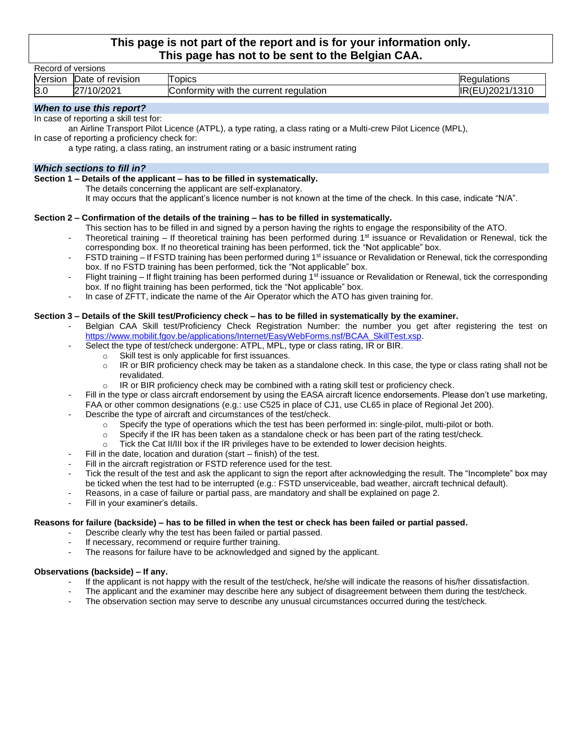**This page is not part of the report and is for your information only.**
**This page has not to be sent to the Belgian CAA.**

Record of versions

| Version | Date of revision | Topics | Regulations |
|---|---|---|---|
| 3.0 | 27/10/2021 | Conformity with the current regulation | IR(EU)2021/1310 |

### *When to use this report?*

In case of reporting a skill test for:

an Airline Transport Pilot Licence (ATPL), a type rating, a class rating or a Multi-crew Pilot Licence (MPL),

In case of reporting a proficiency check for:

a type rating, a class rating, an instrument rating or a basic instrument rating

### *Which sections to fill in?*

**Section 1 – Details of the applicant – has to be filled in systematically.**

The details concerning the applicant are self-explanatory.

It may occurs that the applicant's licence number is not known at the time of the check. In this case, indicate "N/A".

**Section 2 – Confirmation of the details of the training – has to be filled in systematically.**

This section has to be filled in and signed by a person having the rights to engage the responsibility of the ATO.

- Theoretical training – If theoretical training has been performed during 1st issuance or Revalidation or Renewal, tick the corresponding box. If no theoretical training has been performed, tick the "Not applicable" box.
- FSTD training – If FSTD training has been performed during 1st issuance or Revalidation or Renewal, tick the corresponding box. If no FSTD training has been performed, tick the "Not applicable" box.
- Flight training – If flight training has been performed during 1st issuance or Revalidation or Renewal, tick the corresponding box. If no flight training has been performed, tick the "Not applicable" box.
- In case of ZFTT, indicate the name of the Air Operator which the ATO has given training for.

**Section 3 – Details of the Skill test/Proficiency check – has to be filled in systematically by the examiner.**

- Belgian CAA Skill test/Proficiency Check Registration Number: the number you get after registering the test on https://www.mobilit.fgov.be/applications/Internet/EasyWebForms.nsf/BCAA_SkillTest.xsp.
- Select the type of test/check undergone: ATPL, MPL, type or class rating, IR or BIR.
  - Skill test is only applicable for first issuances.
  - IR or BIR proficiency check may be taken as a standalone check. In this case, the type or class rating shall not be revalidated.
  - IR or BIR proficiency check may be combined with a rating skill test or proficiency check.
- Fill in the type or class aircraft endorsement by using the EASA aircraft licence endorsements. Please don't use marketing, FAA or other common designations (e.g.: use C525 in place of CJ1, use CL65 in place of Regional Jet 200).
- Describe the type of aircraft and circumstances of the test/check.
  - Specify the type of operations which the test has been performed in: single-pilot, multi-pilot or both.
  - Specify if the IR has been taken as a standalone check or has been part of the rating test/check.
  - Tick the Cat II/III box if the IR privileges have to be extended to lower decision heights.
- Fill in the date, location and duration (start – finish) of the test.
- Fill in the aircraft registration or FSTD reference used for the test.
- Tick the result of the test and ask the applicant to sign the report after acknowledging the result. The "Incomplete" box may be ticked when the test had to be interrupted (e.g.: FSTD unserviceable, bad weather, aircraft technical default).
- Reasons, in a case of failure or partial pass, are mandatory and shall be explained on page 2.
- Fill in your examiner's details.

**Reasons for failure (backside) – has to be filled in when the test or check has been failed or partial passed.**

- Describe clearly why the test has been failed or partial passed.
- If necessary, recommend or require further training.
- The reasons for failure have to be acknowledged and signed by the applicant.

**Observations (backside) – If any.**

- If the applicant is not happy with the result of the test/check, he/she will indicate the reasons of his/her dissatisfaction.
- The applicant and the examiner may describe here any subject of disagreement between them during the test/check.
- The observation section may serve to describe any unusual circumstances occurred during the test/check.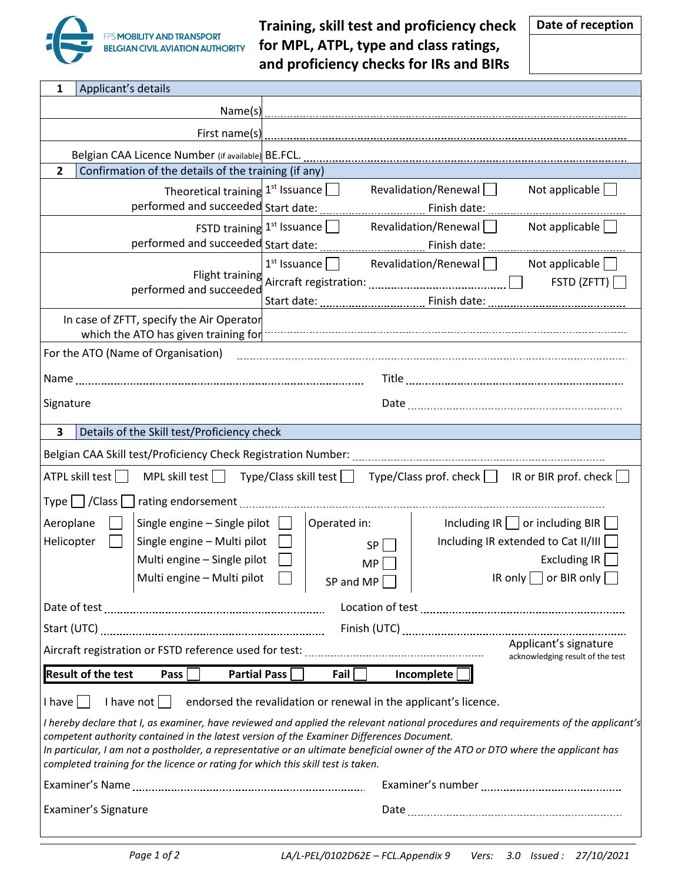FPS MOBILITY AND TRANSPORT
BELGIAN CIVIL AVIATION AUTHORITY

# Training, skill test and proficiency check for MPL, ATPL, type and class ratings, and proficiency checks for IRs and BIRs

| Date of reception |
|---|
| |

## 1 Applicant's details

| | |
|---|---|
| Name(s) | |
| First name(s) | |
| Belgian CAA Licence Number (if available) | BE.FCL. |

## 2 Confirmation of the details of the training (if any)

| | |
|---|---|
| Theoretical training performed and succeeded | 1st Issuance ☐ Revalidation/Renewal ☐ Not applicable ☐<br>Start date: ........ Finish date: ........ |
| FSTD training performed and succeeded | 1st Issuance ☐ Revalidation/Renewal ☐ Not applicable ☐<br>Start date: ........ Finish date: ........ |
| Flight training performed and succeeded | 1st Issuance ☐ Revalidation/Renewal ☐ Not applicable ☐<br>Aircraft registration: ........ ☐ FSTD (ZFTT) ☐<br>Start date: ........ Finish date: ........ |
| In case of ZFTT, specify the Air Operator which the ATO has given training for | |

For the ATO (Name of Organisation) ........

Name ........ Title ........

Signature Date ........

## 3 Details of the Skill test/Proficiency check

Belgian CAA Skill test/Proficiency Check Registration Number: ........

ATPL skill test ☐ MPL skill test ☐ Type/Class skill test ☐ Type/Class prof. check ☐ IR or BIR prof. check ☐

Type ☐ /Class ☐ rating endorsement ........

| | | Operated in: | |
|---|---|---|---|
| Aeroplane ☐ | Single engine – Single pilot ☐ | | Including IR ☐ or including BIR ☐ |
| Helicopter ☐ | Single engine – Multi pilot ☐ | SP ☐ | Including IR extended to Cat II/III ☐ |
| | Multi engine – Single pilot ☐ | MP ☐ | Excluding IR ☐ |
| | Multi engine – Multi pilot ☐ | SP and MP ☐ | IR only ☐ or BIR only ☐ |

Date of test ........ Location of test ........

Start (UTC) ........ Finish (UTC) ........

Aircraft registration or FSTD reference used for test: ........

Applicant's signature acknowledging result of the test

**Result of the test** **Pass** ☐ **Partial Pass** ☐ **Fail** ☐ **Incomplete** ☐

I have ☐ I have not ☐ endorsed the revalidation or renewal in the applicant's licence.

*I hereby declare that I, as examiner, have reviewed and applied the relevant national procedures and requirements of the applicant's competent authority contained in the latest version of the Examiner Differences Document.*
*In particular, I am not a postholder, a representative or an ultimate beneficial owner of the ATO or DTO where the applicant has completed training for the licence or rating for which this skill test is taken.*

Examiner's Name ........ Examiner's number ........

Examiner's Signature Date ........

LA/L-PEL/0102D62E – FCL.Appendix 9 Vers: 3.0 Issued : 27/10/2021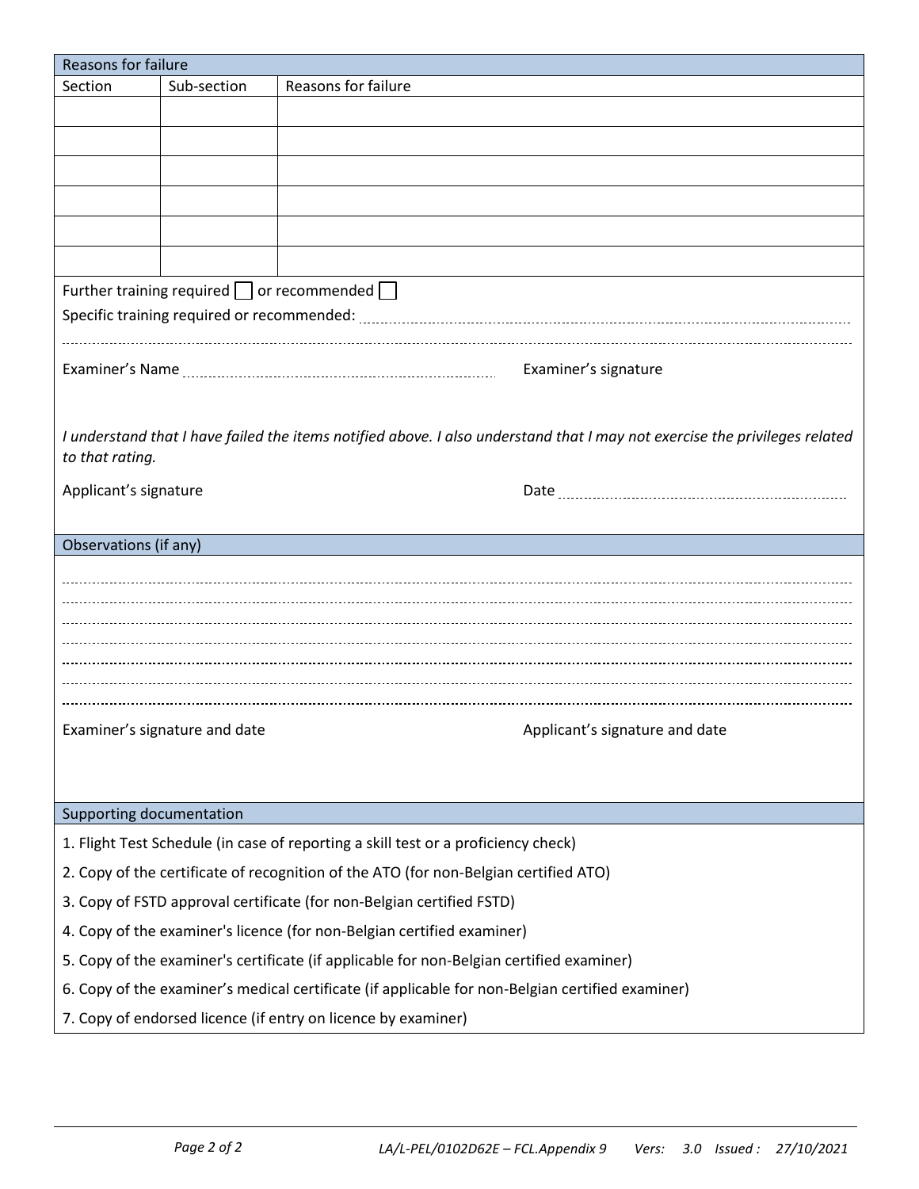## Reasons for failure

| Section | Sub-section | Reasons for failure |
|---|---|---|
| | | |
| | | |
| | | |
| | | |
| | | |
| | | |

Further training required ☐ or recommended ☐

Specific training required or recommended: ..........................................................................................

..........................................................................................

Examiner's Name .......................................................... Examiner's signature

*I understand that I have failed the items notified above. I also understand that I may not exercise the privileges related to that rating.*

Applicant's signature Date ..........................................................

## Observations (if any)

..........................................................................................

..........................................................................................

..........................................................................................

..........................................................................................

..........................................................................................

..........................................................................................

..........................................................................................

Examiner's signature and date Applicant's signature and date

## Supporting documentation

1. Flight Test Schedule (in case of reporting a skill test or a proficiency check)
2. Copy of the certificate of recognition of the ATO (for non-Belgian certified ATO)
3. Copy of FSTD approval certificate (for non-Belgian certified FSTD)
4. Copy of the examiner's licence (for non-Belgian certified examiner)
5. Copy of the examiner's certificate (if applicable for non-Belgian certified examiner)
6. Copy of the examiner's medical certificate (if applicable for non-Belgian certified examiner)
7. Copy of endorsed licence (if entry on licence by examiner)